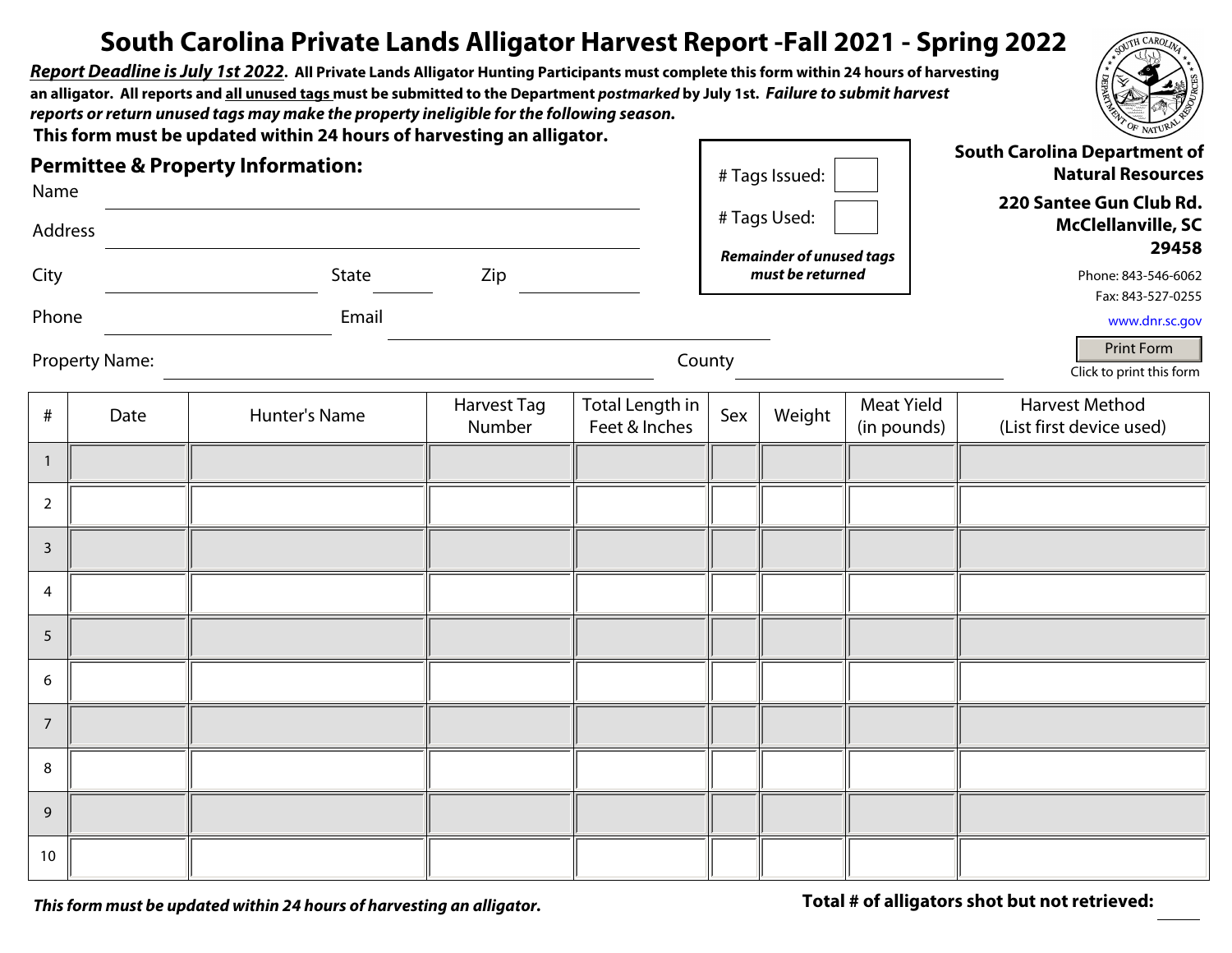# South Carolina Private Lands Alligator Harvest Report -Fall 2021 - Spring 2022

***Report Deadline is July 1st 2022*. All Private Lands Alligator Hunting Participants must complete this form within 24 hours of harvesting an alligator. All reports and all unused tags must be submitted to the Department *postmarked* by July 1st. *Failure to submit harvest reports or return unused tags may make the property ineligible for the following season.***

**This form must be updated within 24 hours of harvesting an alligator.**

**South Carolina Department of Natural Resources**

**220 Santee Gun Club Rd.
McClellanville, SC
29458**

Phone: 843-546-6062
Fax: 843-527-0255
www.dnr.sc.gov

Print Form
Click to print this form

## Permittee & Property Information:

Name ______________________

Address ______________________

City ____________ State ______ Zip ______

Phone ____________ Email ______________________

Property Name: ______________________ County ____________

# Tags Issued: ____

# Tags Used: ____

***Remainder of unused tags must be returned***

| # | Date | Hunter's Name | Harvest Tag Number | Total Length in Feet & Inches | Sex | Weight | Meat Yield (in pounds) | Harvest Method (List first device used) |
|---|---|---|---|---|---|---|---|---|
| 1 | | | | | | | | |
| 2 | | | | | | | | |
| 3 | | | | | | | | |
| 4 | | | | | | | | |
| 5 | | | | | | | | |
| 6 | | | | | | | | |
| 7 | | | | | | | | |
| 8 | | | | | | | | |
| 9 | | | | | | | | |
| 10 | | | | | | | | |

***This form must be updated within 24 hours of harvesting an alligator.***

**Total # of alligators shot but not retrieved:** ____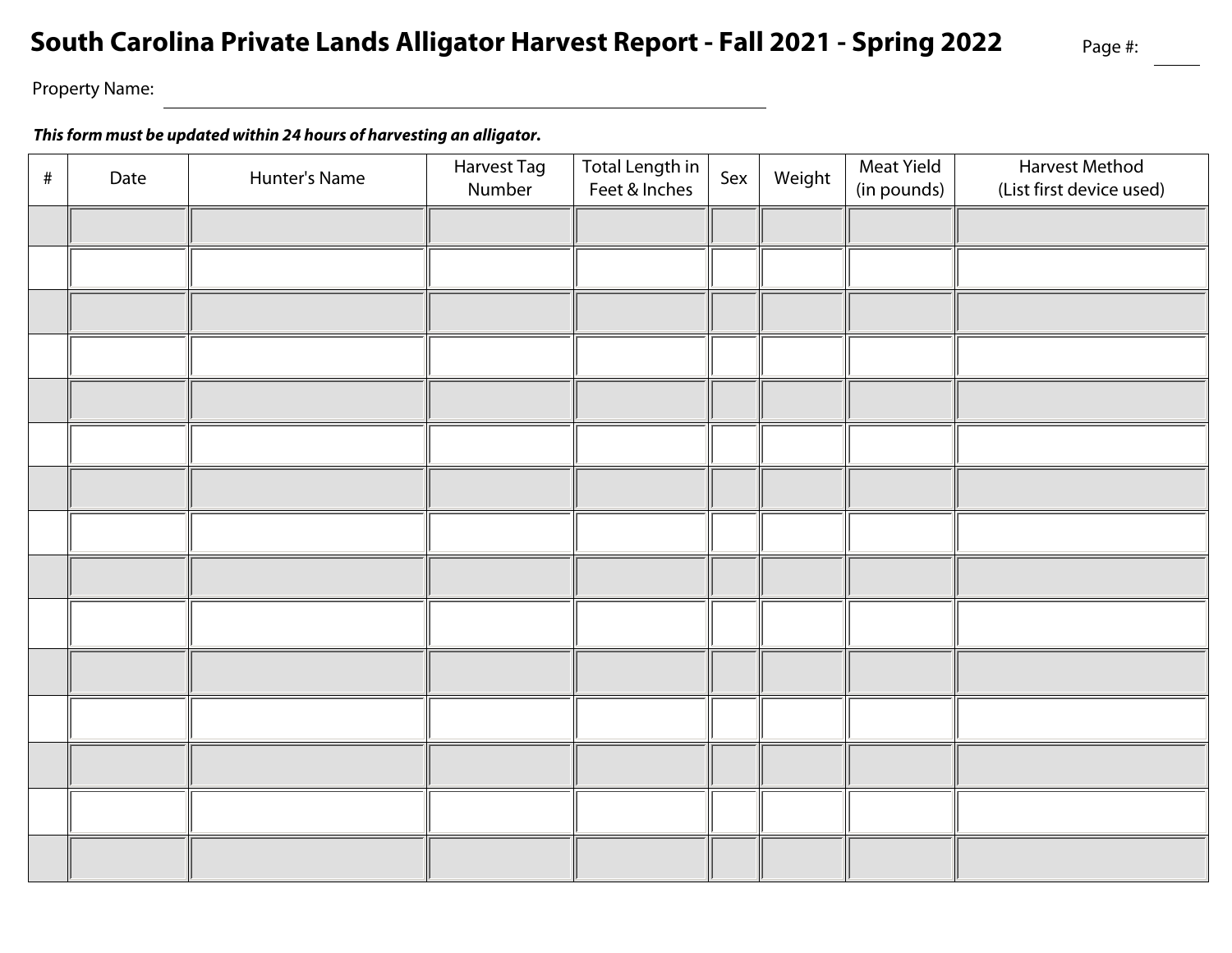# South Carolina Private Lands Alligator Harvest Report - Fall 2021 - Spring 2022

Page #: \_\_\_\_

Property Name: \_\_\_\_\_\_\_\_\_\_\_\_\_\_\_\_\_\_\_\_\_\_\_\_\_\_\_\_\_\_\_\_\_\_\_\_\_\_\_\_

***This form must be updated within 24 hours of harvesting an alligator.***

| # | Date | Hunter's Name | Harvest Tag Number | Total Length in Feet & Inches | Sex | Weight | Meat Yield (in pounds) | Harvest Method (List first device used) |
|---|---|---|---|---|---|---|---|---|
| | | | | | | | | |
| | | | | | | | | |
| | | | | | | | | |
| | | | | | | | | |
| | | | | | | | | |
| | | | | | | | | |
| | | | | | | | | |
| | | | | | | | | |
| | | | | | | | | |
| | | | | | | | | |
| | | | | | | | | |
| | | | | | | | | |
| | | | | | | | | |
| | | | | | | | | |
| | | | | | | | | |